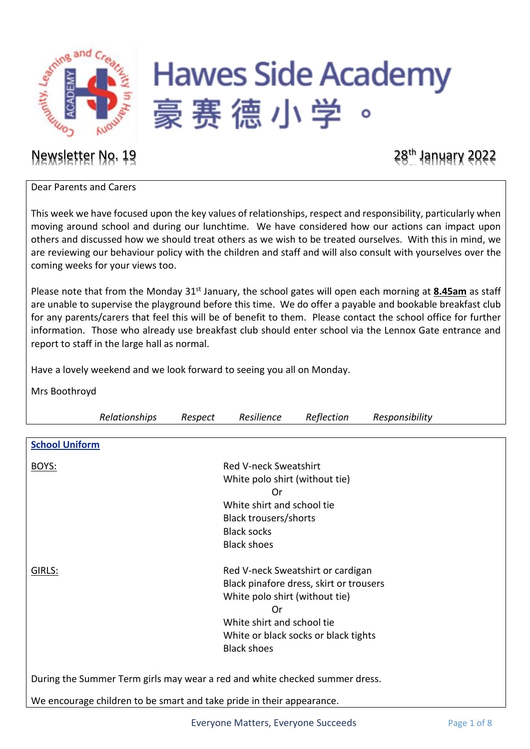# Hawes Side Academy
# 豪赛德小学。

**Newsletter No. 19** | **28th January 2022**

Dear Parents and Carers

This week we have focused upon the key values of relationships, respect and responsibility, particularly when moving around school and during our lunchtime. We have considered how our actions can impact upon others and discussed how we should treat others as we wish to be treated ourselves. With this in mind, we are reviewing our behaviour policy with the children and staff and will also consult with yourselves over the coming weeks for your views too.

Please note that from the Monday 31st January, the school gates will open each morning at **8.45am** as staff are unable to supervise the playground before this time. We do offer a payable and bookable breakfast club for any parents/carers that feel this will be of benefit to them. Please contact the school office for further information. Those who already use breakfast club should enter school via the Lennox Gate entrance and report to staff in the large hall as normal.

Have a lovely weekend and we look forward to seeing you all on Monday.

Mrs Boothroyd

*Relationships Respect Resilience Reflection Responsibility*

## School Uniform

BOYS:

Red V-neck Sweatshirt
White polo shirt (without tie)
Or
White shirt and school tie
Black trousers/shorts
Black socks
Black shoes

GIRLS:

Red V-neck Sweatshirt or cardigan
Black pinafore dress, skirt or trousers
White polo shirt (without tie)
Or
White shirt and school tie
White or black socks or black tights
Black shoes

During the Summer Term girls may wear a red and white checked summer dress.

We encourage children to be smart and take pride in their appearance.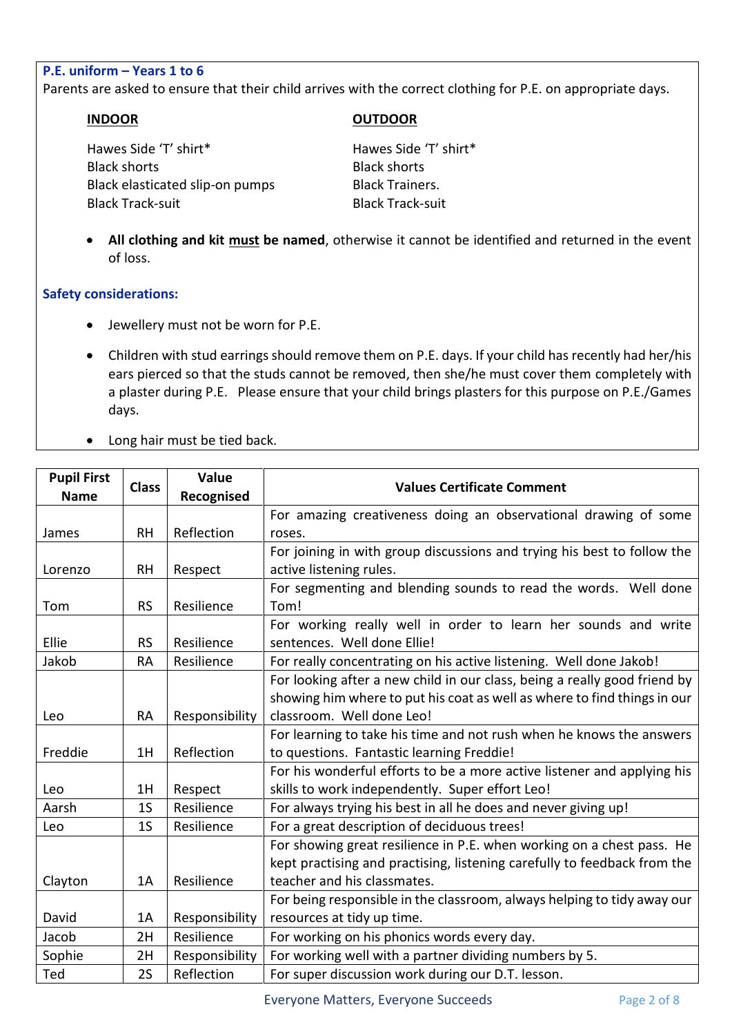### P.E. uniform – Years 1 to 6

Parents are asked to ensure that their child arrives with the correct clothing for P.E. on appropriate days.

**INDOOR**

Hawes Side 'T' shirt*
Black shorts
Black elasticated slip-on pumps
Black Track-suit

**OUTDOOR**

Hawes Side 'T' shirt*
Black shorts
Black Trainers.
Black Track-suit

- **All clothing and kit must be named**, otherwise it cannot be identified and returned in the event of loss.

### Safety considerations:

- Jewellery must not be worn for P.E.
- Children with stud earrings should remove them on P.E. days. If your child has recently had her/his ears pierced so that the studs cannot be removed, then she/he must cover them completely with a plaster during P.E. Please ensure that your child brings plasters for this purpose on P.E./Games days.
- Long hair must be tied back.

| Pupil First Name | Class | Value Recognised | Values Certificate Comment |
|---|---|---|---|
| James | RH | Reflection | For amazing creativeness doing an observational drawing of some roses. |
| Lorenzo | RH | Respect | For joining in with group discussions and trying his best to follow the active listening rules. |
| Tom | RS | Resilience | For segmenting and blending sounds to read the words. Well done Tom! |
| Ellie | RS | Resilience | For working really well in order to learn her sounds and write sentences. Well done Ellie! |
| Jakob | RA | Resilience | For really concentrating on his active listening. Well done Jakob! |
| Leo | RA | Responsibility | For looking after a new child in our class, being a really good friend by showing him where to put his coat as well as where to find things in our classroom. Well done Leo! |
| Freddie | 1H | Reflection | For learning to take his time and not rush when he knows the answers to questions. Fantastic learning Freddie! |
| Leo | 1H | Respect | For his wonderful efforts to be a more active listener and applying his skills to work independently. Super effort Leo! |
| Aarsh | 1S | Resilience | For always trying his best in all he does and never giving up! |
| Leo | 1S | Resilience | For a great description of deciduous trees! |
| Clayton | 1A | Resilience | For showing great resilience in P.E. when working on a chest pass. He kept practising and practising, listening carefully to feedback from the teacher and his classmates. |
| David | 1A | Responsibility | For being responsible in the classroom, always helping to tidy away our resources at tidy up time. |
| Jacob | 2H | Resilience | For working on his phonics words every day. |
| Sophie | 2H | Responsibility | For working well with a partner dividing numbers by 5. |
| Ted | 2S | Reflection | For super discussion work during our D.T. lesson. |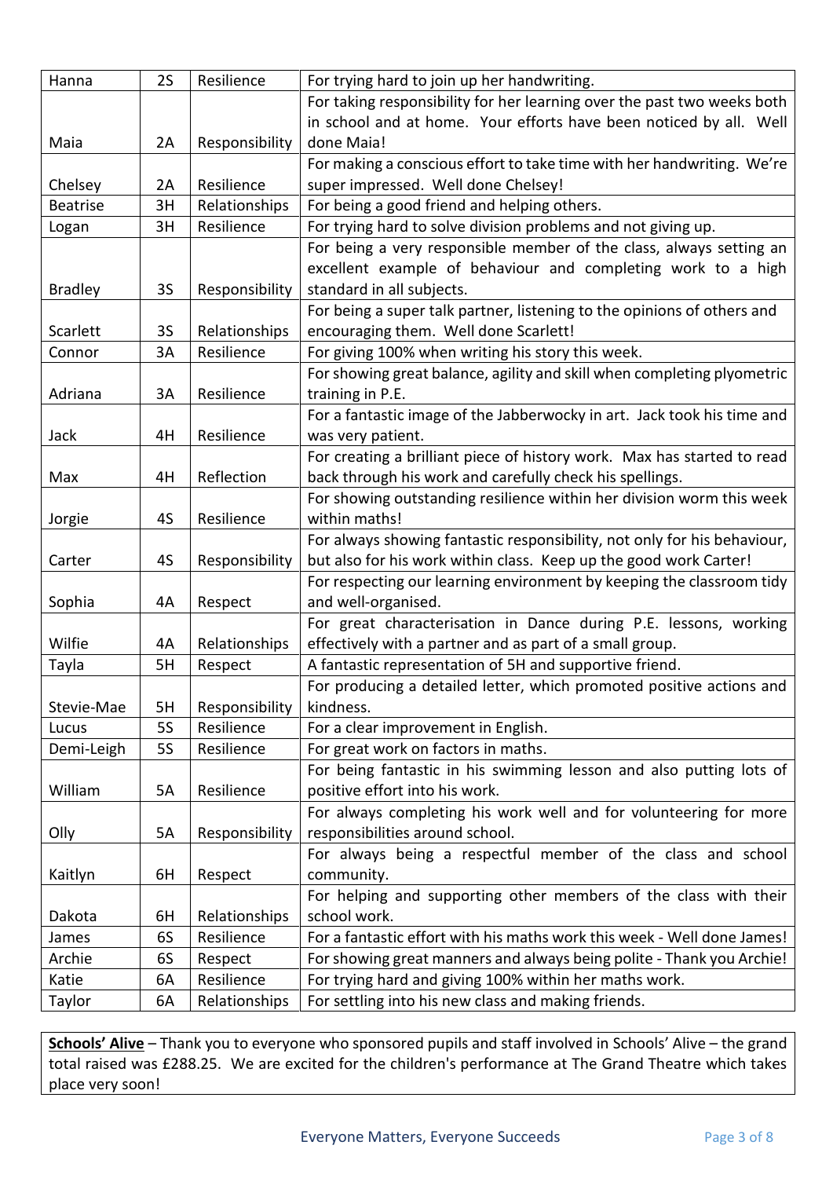| Hanna | 2S | Resilience | For trying hard to join up her handwriting. |
|---|---|---|---|
| Maia | 2A | Responsibility | For taking responsibility for her learning over the past two weeks both in school and at home. Your efforts have been noticed by all. Well done Maia! |
| Chelsey | 2A | Resilience | For making a conscious effort to take time with her handwriting. We're super impressed. Well done Chelsey! |
| Beatrise | 3H | Relationships | For being a good friend and helping others. |
| Logan | 3H | Resilience | For trying hard to solve division problems and not giving up. |
| Bradley | 3S | Responsibility | For being a very responsible member of the class, always setting an excellent example of behaviour and completing work to a high standard in all subjects. |
| Scarlett | 3S | Relationships | For being a super talk partner, listening to the opinions of others and encouraging them. Well done Scarlett! |
| Connor | 3A | Resilience | For giving 100% when writing his story this week. |
| Adriana | 3A | Resilience | For showing great balance, agility and skill when completing plyometric training in P.E. |
| Jack | 4H | Resilience | For a fantastic image of the Jabberwocky in art. Jack took his time and was very patient. |
| Max | 4H | Reflection | For creating a brilliant piece of history work. Max has started to read back through his work and carefully check his spellings. |
| Jorgie | 4S | Resilience | For showing outstanding resilience within her division worm this week within maths! |
| Carter | 4S | Responsibility | For always showing fantastic responsibility, not only for his behaviour, but also for his work within class. Keep up the good work Carter! |
| Sophia | 4A | Respect | For respecting our learning environment by keeping the classroom tidy and well-organised. |
| Wilfie | 4A | Relationships | For great characterisation in Dance during P.E. lessons, working effectively with a partner and as part of a small group. |
| Tayla | 5H | Respect | A fantastic representation of 5H and supportive friend. |
| Stevie-Mae | 5H | Responsibility | For producing a detailed letter, which promoted positive actions and kindness. |
| Lucus | 5S | Resilience | For a clear improvement in English. |
| Demi-Leigh | 5S | Resilience | For great work on factors in maths. |
| William | 5A | Resilience | For being fantastic in his swimming lesson and also putting lots of positive effort into his work. |
| Olly | 5A | Responsibility | For always completing his work well and for volunteering for more responsibilities around school. |
| Kaitlyn | 6H | Respect | For always being a respectful member of the class and school community. |
| Dakota | 6H | Relationships | For helping and supporting other members of the class with their school work. |
| James | 6S | Resilience | For a fantastic effort with his maths work this week - Well done James! |
| Archie | 6S | Respect | For showing great manners and always being polite - Thank you Archie! |
| Katie | 6A | Resilience | For trying hard and giving 100% within her maths work. |
| Taylor | 6A | Relationships | For settling into his new class and making friends. |

**Schools' Alive** – Thank you to everyone who sponsored pupils and staff involved in Schools' Alive – the grand total raised was £288.25. We are excited for the children's performance at The Grand Theatre which takes place very soon!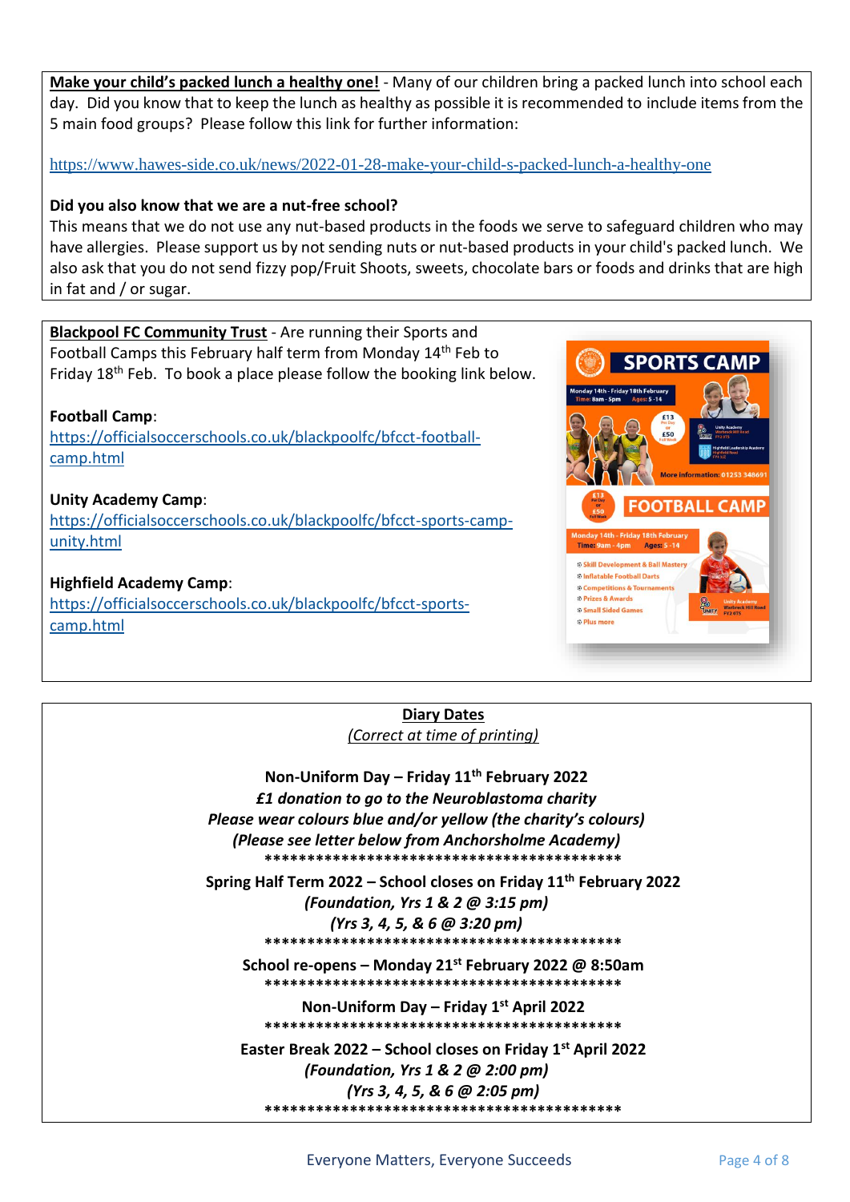**Make your child's packed lunch a healthy one!** - Many of our children bring a packed lunch into school each day. Did you know that to keep the lunch as healthy as possible it is recommended to include items from the 5 main food groups? Please follow this link for further information:

https://www.hawes-side.co.uk/news/2022-01-28-make-your-child-s-packed-lunch-a-healthy-one

**Did you also know that we are a nut-free school?**

This means that we do not use any nut-based products in the foods we serve to safeguard children who may have allergies. Please support us by not sending nuts or nut-based products in your child's packed lunch. We also ask that you do not send fizzy pop/Fruit Shoots, sweets, chocolate bars or foods and drinks that are high in fat and / or sugar.

**Blackpool FC Community Trust** - Are running their Sports and Football Camps this February half term from Monday 14th Feb to Friday 18th Feb. To book a place please follow the booking link below.

**Football Camp**:
https://officialsoccerschools.co.uk/blackpoolfc/bfcct-football-camp.html

**Unity Academy Camp**:
https://officialsoccerschools.co.uk/blackpoolfc/bfcct-sports-camp-unity.html

**Highfield Academy Camp**:
https://officialsoccerschools.co.uk/blackpoolfc/bfcct-sports-camp.html

## Diary Dates

*(Correct at time of printing)*

**Non-Uniform Day – Friday 11th February 2022**
***£1 donation to go to the Neuroblastoma charity***
***Please wear colours blue and/or yellow (the charity's colours)***
***(Please see letter below from Anchorsholme Academy)***

\*\*\*\*\*\*\*\*\*\*\*\*\*\*\*\*\*\*\*\*\*\*\*\*\*\*\*\*\*\*\*\*\*\*\*\*\*\*\*\*\*\*\*\*

**Spring Half Term 2022 – School closes on Friday 11th February 2022**
***(Foundation, Yrs 1 & 2 @ 3:15 pm)***
***(Yrs 3, 4, 5, & 6 @ 3:20 pm)***

\*\*\*\*\*\*\*\*\*\*\*\*\*\*\*\*\*\*\*\*\*\*\*\*\*\*\*\*\*\*\*\*\*\*\*\*\*\*\*\*\*\*\*\*

**School re-opens – Monday 21st February 2022 @ 8:50am**

\*\*\*\*\*\*\*\*\*\*\*\*\*\*\*\*\*\*\*\*\*\*\*\*\*\*\*\*\*\*\*\*\*\*\*\*\*\*\*\*\*\*\*\*

**Non-Uniform Day – Friday 1st April 2022**

\*\*\*\*\*\*\*\*\*\*\*\*\*\*\*\*\*\*\*\*\*\*\*\*\*\*\*\*\*\*\*\*\*\*\*\*\*\*\*\*\*\*\*\*

**Easter Break 2022 – School closes on Friday 1st April 2022**
***(Foundation, Yrs 1 & 2 @ 2:00 pm)***
***(Yrs 3, 4, 5, & 6 @ 2:05 pm)***

\*\*\*\*\*\*\*\*\*\*\*\*\*\*\*\*\*\*\*\*\*\*\*\*\*\*\*\*\*\*\*\*\*\*\*\*\*\*\*\*\*\*\*\*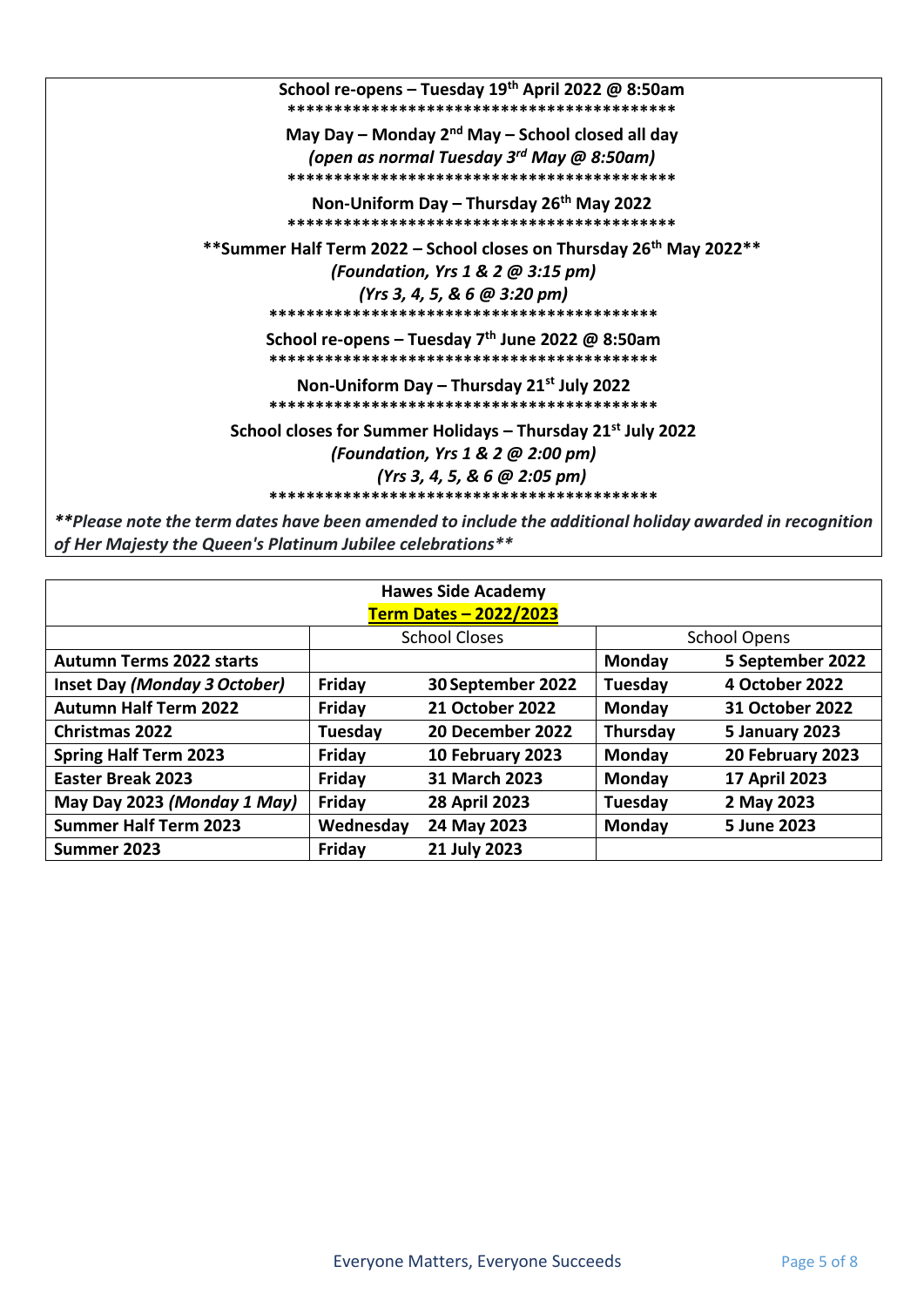**School re-opens – Tuesday 19th April 2022 @ 8:50am**

*******************************************

**May Day – Monday 2nd May – School closed all day**

***(open as normal Tuesday 3rd May @ 8:50am)***

*******************************************

**Non-Uniform Day – Thursday 26th May 2022**

*******************************************

**\*\*Summer Half Term 2022 – School closes on Thursday 26th May 2022\*\***

***(Foundation, Yrs 1 & 2 @ 3:15 pm)***

***(Yrs 3, 4, 5, & 6 @ 3:20 pm)***

*******************************************

**School re-opens – Tuesday 7th June 2022 @ 8:50am**

*******************************************

**Non-Uniform Day – Thursday 21st July 2022**

*******************************************

**School closes for Summer Holidays – Thursday 21st July 2022**

***(Foundation, Yrs 1 & 2 @ 2:00 pm)***

***(Yrs 3, 4, 5, & 6 @ 2:05 pm)***

*******************************************

***\*\*Please note the term dates have been amended to include the additional holiday awarded in recognition of Her Majesty the Queen's Platinum Jubilee celebrations\*\****

**Hawes Side Academy**

**Term Dates – 2022/2023**

| | School Closes | | School Opens | |
|---|---|---|---|---|
| **Autumn Terms 2022 starts** | | | **Monday** | **5 September 2022** |
| **Inset Day *(Monday 3 October)*** | **Friday** | **30 September 2022** | **Tuesday** | **4 October 2022** |
| **Autumn Half Term 2022** | **Friday** | **21 October 2022** | **Monday** | **31 October 2022** |
| **Christmas 2022** | **Tuesday** | **20 December 2022** | **Thursday** | **5 January 2023** |
| **Spring Half Term 2023** | **Friday** | **10 February 2023** | **Monday** | **20 February 2023** |
| **Easter Break 2023** | **Friday** | **31 March 2023** | **Monday** | **17 April 2023** |
| **May Day 2023 *(Monday 1 May)*** | **Friday** | **28 April 2023** | **Tuesday** | **2 May 2023** |
| **Summer Half Term 2023** | **Wednesday** | **24 May 2023** | **Monday** | **5 June 2023** |
| **Summer 2023** | **Friday** | **21 July 2023** | | |

Everyone Matters, Everyone Succeeds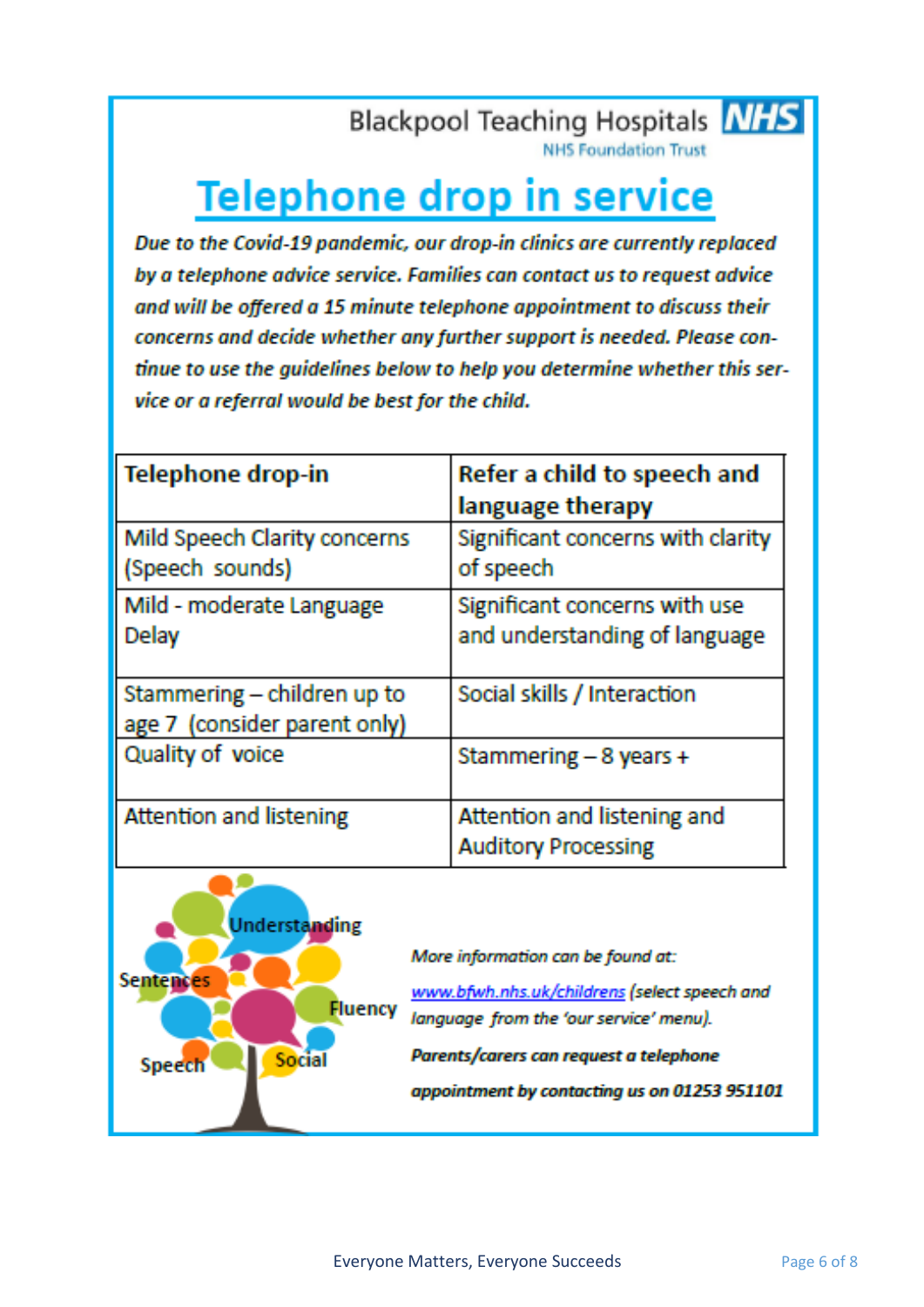Blackpool Teaching Hospitals NHS Foundation Trust

# Telephone drop in service

***Due to the Covid-19 pandemic, our drop-in clinics are currently replaced by a telephone advice service. Families can contact us to request advice and will be offered a 15 minute telephone appointment to discuss their concerns and decide whether any further support is needed. Please continue to use the guidelines below to help you determine whether this service or a referral would be best for the child.***

| Telephone drop-in | Refer a child to speech and language therapy |
|---|---|
| Mild Speech Clarity concerns (Speech sounds) | Significant concerns with clarity of speech |
| Mild - moderate Language Delay | Significant concerns with use and understanding of language |
| Stammering – children up to age 7 (consider parent only) | Social skills / Interaction |
| Quality of voice | Stammering – 8 years + |
| Attention and listening | Attention and listening and Auditory Processing |

Understanding
Sentences
Fluency
Speech
Social

*More information can be found at:*

*www.bfwh.nhs.uk/childrens (select speech and language from the 'our service' menu).*

***Parents/carers can request a telephone appointment by contacting us on 01253 951101***

Everyone Matters, Everyone Succeeds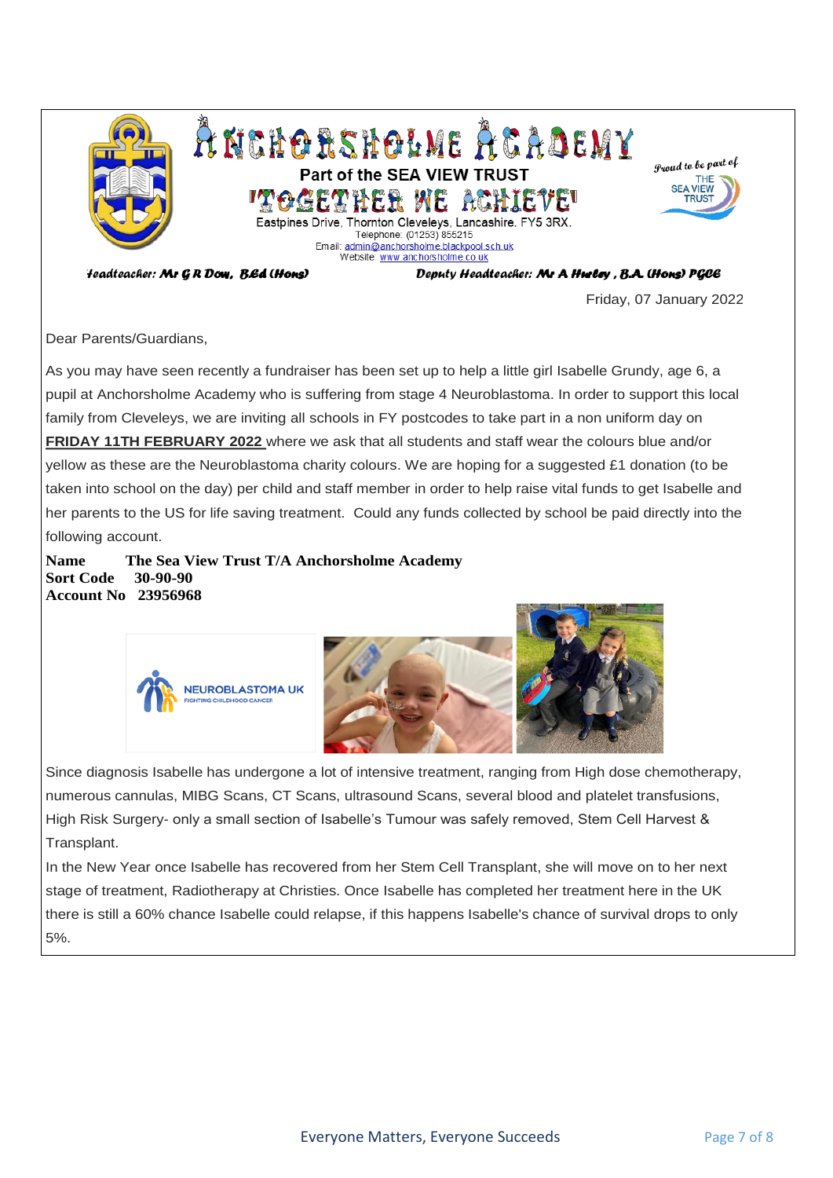# ANCHORSHOLME ACADEMY

**Part of the SEA VIEW TRUST**

**'TOGETHER WE ACHIEVE'**

Eastpines Drive, Thornton Cleveleys, Lancashire. FY5 3RX.
Telephone: (01253) 855215
Email: admin@anchorsholme.blackpool.sch.uk
Website: www.anchorsholme.co.uk

*Proud to be part of* THE SEA VIEW TRUST

***Headteacher: Mr G R Dow, B.Ed (Hons)*** ***Deputy Headteacher: Mr A Hurley, B.A. (Hons) PGCE***

Friday, 07 January 2022

Dear Parents/Guardians,

As you may have seen recently a fundraiser has been set up to help a little girl Isabelle Grundy, age 6, a pupil at Anchorsholme Academy who is suffering from stage 4 Neuroblastoma. In order to support this local family from Cleveleys, we are inviting all schools in FY postcodes to take part in a non uniform day on **FRIDAY 11TH FEBRUARY 2022** where we ask that all students and staff wear the colours blue and/or yellow as these are the Neuroblastoma charity colours. We are hoping for a suggested £1 donation (to be taken into school on the day) per child and staff member in order to help raise vital funds to get Isabelle and her parents to the US for life saving treatment. Could any funds collected by school be paid directly into the following account.

**Name** **The Sea View Trust T/A Anchorsholme Academy**
**Sort Code** **30-90-90**
**Account No** **23956968**

NEUROBLASTOMA UK
FIGHTING CHILDHOOD CANCER

Since diagnosis Isabelle has undergone a lot of intensive treatment, ranging from High dose chemotherapy, numerous cannulas, MIBG Scans, CT Scans, ultrasound Scans, several blood and platelet transfusions, High Risk Surgery- only a small section of Isabelle's Tumour was safely removed, Stem Cell Harvest & Transplant.

In the New Year once Isabelle has recovered from her Stem Cell Transplant, she will move on to her next stage of treatment, Radiotherapy at Christies. Once Isabelle has completed her treatment here in the UK there is still a 60% chance Isabelle could relapse, if this happens Isabelle's chance of survival drops to only 5%.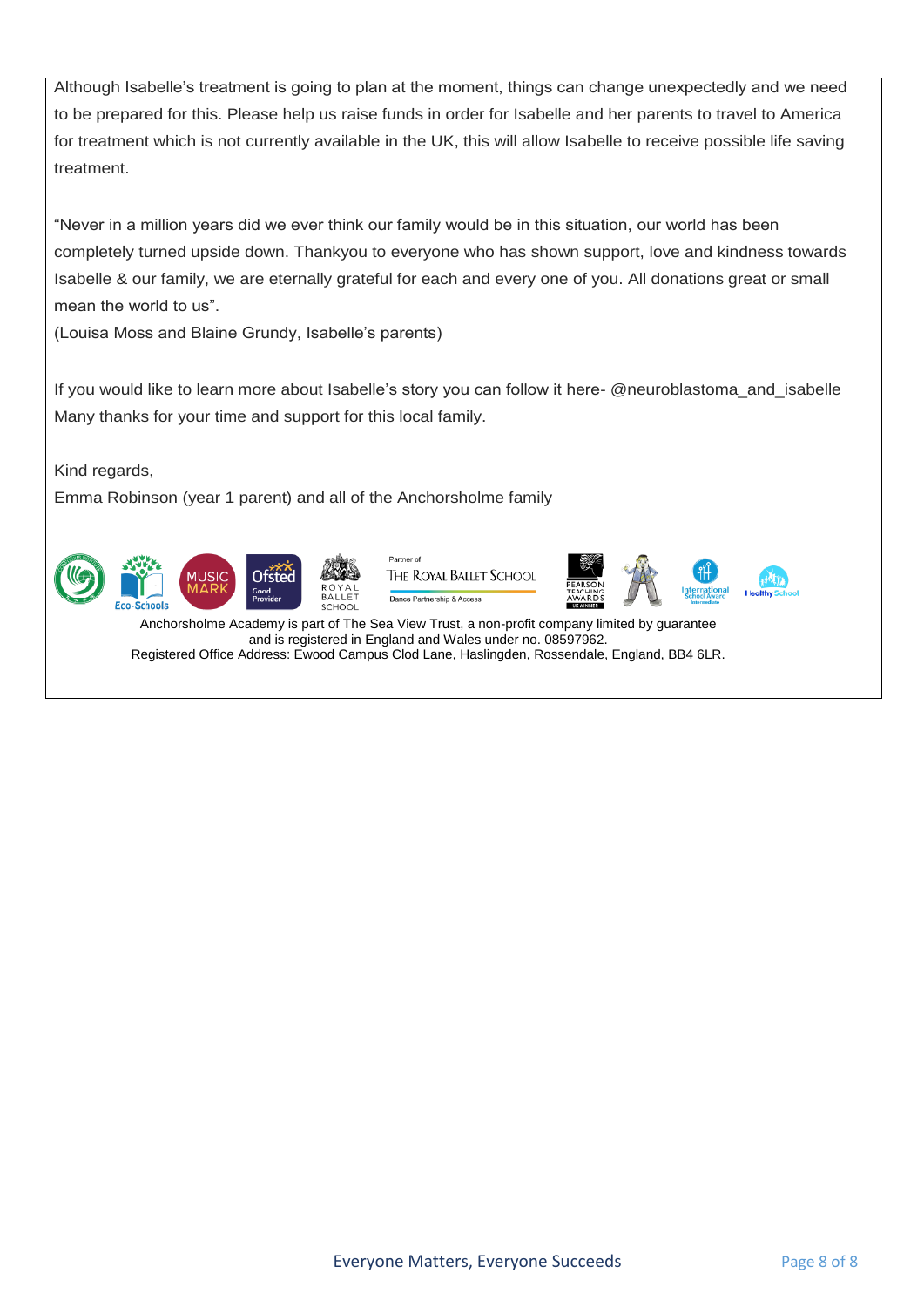Although Isabelle's treatment is going to plan at the moment, things can change unexpectedly and we need to be prepared for this. Please help us raise funds in order for Isabelle and her parents to travel to America for treatment which is not currently available in the UK, this will allow Isabelle to receive possible life saving treatment.

"Never in a million years did we ever think our family would be in this situation, our world has been completely turned upside down. Thankyou to everyone who has shown support, love and kindness towards Isabelle & our family, we are eternally grateful for each and every one of you. All donations great or small mean the world to us".
(Louisa Moss and Blaine Grundy, Isabelle's parents)

If you would like to learn more about Isabelle's story you can follow it here- @neuroblastoma_and_isabelle
Many thanks for your time and support for this local family.

Kind regards,
Emma Robinson (year 1 parent) and all of the Anchorsholme family

Anchorsholme Academy is part of The Sea View Trust, a non-profit company limited by guarantee and is registered in England and Wales under no. 08597962.
Registered Office Address: Ewood Campus Clod Lane, Haslingden, Rossendale, England, BB4 6LR.

Everyone Matters, Everyone Succeeds